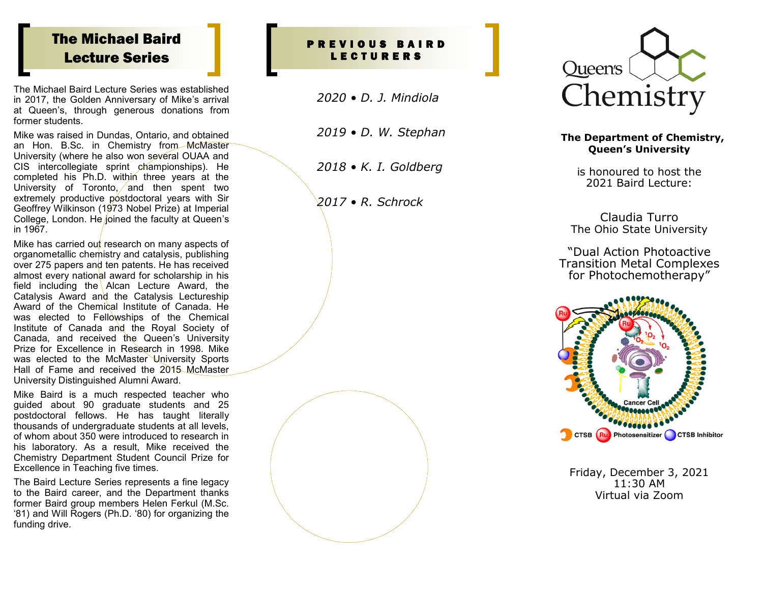# The Michael Baird Lecture Series

The Michael Baird Lecture Series was established in 2017, the Golden Anniversary of Mike's arrival at Queen's, through generous donations from former students.

Mike was raised in Dundas, Ontario, and obtained an Hon. B.Sc. in Chemistry from McMaster University (where he also won several OUAA and CIS intercollegiate sprint championships). He completed his Ph.D. within three years at the University of Toronto, and then spent two extremely productive postdoctoral years with Sir Geoffrey Wilkinson (1973 Nobel Prize) at Imperial College, London. He joined the faculty at Queen's in 1967.

Mike has carried out research on many aspects of organometallic chemistry and catalysis, publishing over 275 papers and ten patents. He has received almost every national award for scholarship in his field including the Alcan Lecture Award, the Catalysis Award and the Catalysis Lectureship Award of the Chemical Institute of Canada. He was elected to Fellowships of the Chemical Institute of Canada and the Royal Society of Canada, and received the Queen's University Prize for Excellence in Research in 1998. Mike was elected to the McMaster University Sports Hall of Fame and received the 2015 McMaster University Distinguished Alumni Award.

Mike Baird is a much respected teacher who guided about 90 graduate students and 25 postdoctoral fellows. He has taught literally thousands of undergraduate students at all levels, of whom about 350 were introduced to research in his laboratory. As a result, Mike received the Chemistry Department Student Council Prize for Excellence in Teaching five times.

The Baird Lecture Series represents a fine legacy to the Baird career, and the Department thanks former Baird group members Helen Ferkul (M.Sc. '81) and Will Rogers (Ph.D. '80) for organizing the funding drive.

# PREVIOUS BAIRD LECTURERS

*2020 • D. J. Mindiola*

*2019 • D. W. Stephan*

*2018 • K. I. Goldberg*

*2017 • R. Schrock*

Queen's Chemistry

**The Department of Chemistry, Queen's University**

is honoured to host the 2021 Baird Lecture:

Claudia Turro
The Ohio State University

"Dual Action Photoactive Transition Metal Complexes for Photochemotherapy"

Friday, December 3, 2021
11:30 AM
Virtual via Zoom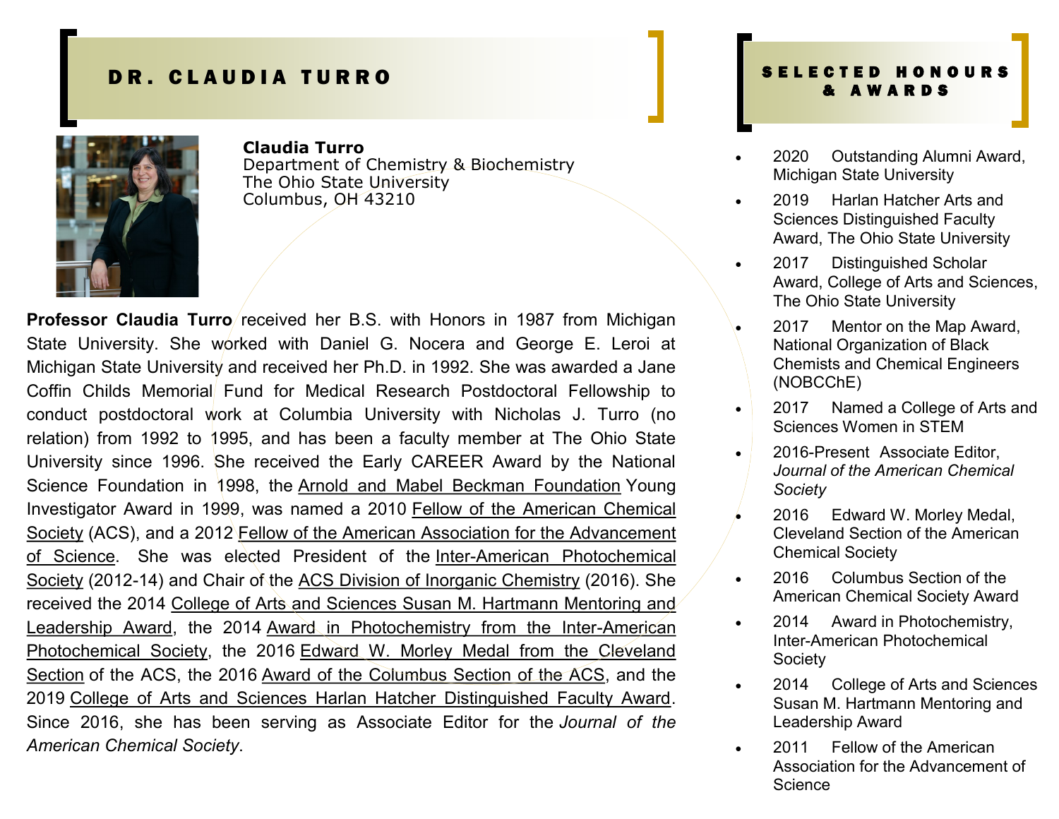# DR. CLAUDIA TURRO

**Claudia Turro**
Department of Chemistry & Biochemistry
The Ohio State University
Columbus, OH 43210

**Professor Claudia Turro** received her B.S. with Honors in 1987 from Michigan State University. She worked with Daniel G. Nocera and George E. Leroi at Michigan State University and received her Ph.D. in 1992. She was awarded a Jane Coffin Childs Memorial Fund for Medical Research Postdoctoral Fellowship to conduct postdoctoral work at Columbia University with Nicholas J. Turro (no relation) from 1992 to 1995, and has been a faculty member at The Ohio State University since 1996. She received the Early CAREER Award by the National Science Foundation in 1998, the Arnold and Mabel Beckman Foundation Young Investigator Award in 1999, was named a 2010 Fellow of the American Chemical Society (ACS), and a 2012 Fellow of the American Association for the Advancement of Science. She was elected President of the Inter-American Photochemical Society (2012-14) and Chair of the ACS Division of Inorganic Chemistry (2016). She received the 2014 College of Arts and Sciences Susan M. Hartmann Mentoring and Leadership Award, the 2014 Award in Photochemistry from the Inter-American Photochemical Society, the 2016 Edward W. Morley Medal from the Cleveland Section of the ACS, the 2016 Award of the Columbus Section of the ACS, and the 2019 College of Arts and Sciences Harlan Hatcher Distinguished Faculty Award. Since 2016, she has been serving as Associate Editor for the *Journal of the American Chemical Society*.

## SELECTED HONOURS & AWARDS

- 2020 Outstanding Alumni Award, Michigan State University
- 2019 Harlan Hatcher Arts and Sciences Distinguished Faculty Award, The Ohio State University
- 2017 Distinguished Scholar Award, College of Arts and Sciences, The Ohio State University
- 2017 Mentor on the Map Award, National Organization of Black Chemists and Chemical Engineers (NOBCChE)
- 2017 Named a College of Arts and Sciences Women in STEM
- 2016-Present Associate Editor, *Journal of the American Chemical Society*
- 2016 Edward W. Morley Medal, Cleveland Section of the American Chemical Society
- 2016 Columbus Section of the American Chemical Society Award
- 2014 Award in Photochemistry, Inter-American Photochemical Society
- 2014 College of Arts and Sciences Susan M. Hartmann Mentoring and Leadership Award
- 2011 Fellow of the American Association for the Advancement of Science